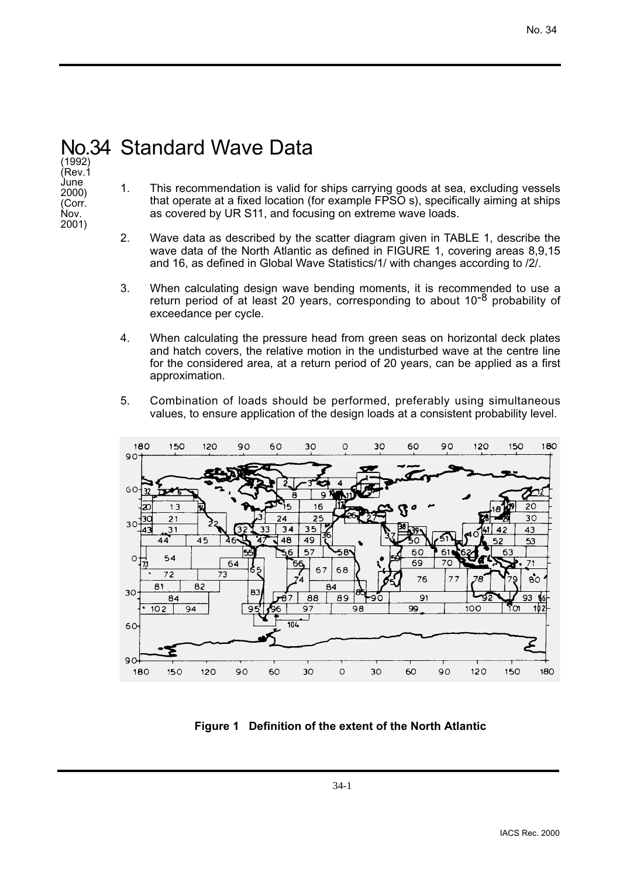# No.34 Standard Wave Data

(1992)
(Rev.1 June 2000)
(Corr. Nov. 2001)

1. This recommendation is valid for ships carrying goods at sea, excluding vessels that operate at a fixed location (for example FPSO s), specifically aiming at ships as covered by UR S11, and focusing on extreme wave loads.

2. Wave data as described by the scatter diagram given in TABLE 1, describe the wave data of the North Atlantic as defined in FIGURE 1, covering areas 8,9,15 and 16, as defined in Global Wave Statistics/1/ with changes according to /2/.

3. When calculating design wave bending moments, it is recommended to use a return period of at least 20 years, corresponding to about $10^{-8}$ probability of exceedance per cycle.

4. When calculating the pressure head from green seas on horizontal deck plates and hatch covers, the relative motion in the undisturbed wave at the centre line for the considered area, at a return period of 20 years, can be applied as a first approximation.

5. Combination of loads should be performed, preferably using simultaneous values, to ensure application of the design loads at a consistent probability level.

**Figure 1 Definition of the extent of the North Atlantic**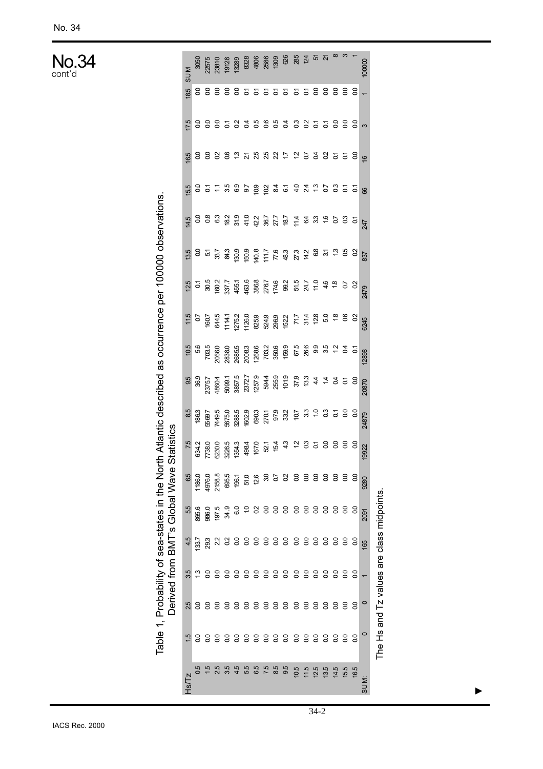# No.34

cont'd

Table 1, Probability of sea-states in the North Atlantic described as occurrence per 100000 observations. Derived from BMT's Global Wave Statistics

| Hs/Tz | 1.5 | 2.5 | 3.5 | 4.5 | 5.5 | 6.5 | 7.5 | 8.5 | 9.5 | 10.5 | 11.5 | 12.5 | 13.5 | 14.5 | 15.5 | 16.5 | 17.5 | 18.5 | SUM |
|---|---|---|---|---|---|---|---|---|---|---|---|---|---|---|---|---|---|---|---|
| 0.5 | 0.0 | 0.0 | 1.3 | 133.7 | 865.6 | 1186.0 | 634.2 | 186.3 | 36.9 | 5.6 | 0.7 | 0.1 | 0.0 | 0.0 | 0.0 | 0.0 | 0.0 | 0.0 | 3050 |
| 1.5 | 0.0 | 0.0 | 0.0 | 29.3 | 986.0 | 4976.0 | 7738.0 | 5569.7 | 2375.7 | 703.5 | 160.7 | 30.5 | 5.1 | 0.8 | 0.1 | 0.0 | 0.0 | 0.0 | 22575 |
| 2.5 | 0.0 | 0.0 | 0.0 | 2.2 | 197.5 | 2158.8 | 6230.0 | 7449.5 | 4860.4 | 2066.0 | 644.5 | 160.2 | 33.7 | 6.3 | 1.1 | 0.2 | 0.0 | 0.0 | 23810 |
| 3.5 | 0.0 | 0.0 | 0.0 | 0.2 | 34.9 | 695.5 | 3226.5 | 5675.0 | 5099.1 | 2838.0 | 1114.1 | 337.7 | 84.3 | 18.2 | 3.5 | 0.6 | 0.1 | 0.0 | 19128 |
| 4.5 | 0.0 | 0.0 | 0.0 | 0.0 | 6.0 | 196.1 | 1354.3 | 3288.5 | 3857.5 | 2685.5 | 1275.2 | 455.1 | 130.9 | 31.9 | 6.9 | 1.3 | 0.2 | 0.0 | 13289 |
| 5.5 | 0.0 | 0.0 | 0.0 | 0.0 | 1.0 | 51.0 | 498.4 | 1602.9 | 2372.7 | 2008.3 | 1126.0 | 463.6 | 150.9 | 41.0 | 9.7 | 2.1 | 0.4 | 0.1 | 8328 |
| 6.5 | 0.0 | 0.0 | 0.0 | 0.0 | 0.2 | 12.6 | 167.0 | 690.3 | 1257.9 | 1268.6 | 825.9 | 386.8 | 140.8 | 42.2 | 10.9 | 2.5 | 0.5 | 0.1 | 4806 |
| 7.5 | 0.0 | 0.0 | 0.0 | 0.0 | 0.0 | 3.0 | 52.1 | 270.1 | 594.4 | 703.2 | 524.9 | 276.7 | 111.7 | 36.7 | 10.2 | 2.5 | 0.6 | 0.1 | 2586 |
| 8.5 | 0.0 | 0.0 | 0.0 | 0.0 | 0.0 | 0.7 | 15.4 | 97.9 | 255.9 | 350.6 | 296.9 | 174.6 | 77.6 | 27.7 | 8.4 | 2.2 | 0.5 | 0.1 | 1309 |
| 9.5 | 0.0 | 0.0 | 0.0 | 0.0 | 0.0 | 0.2 | 4.3 | 33.2 | 101.9 | 159.9 | 152.2 | 99.2 | 48.3 | 18.7 | 6.1 | 1.7 | 0.4 | 0.1 | 626 |
| 10.5 | 0.0 | 0.0 | 0.0 | 0.0 | 0.0 | 0.0 | 1.2 | 10.7 | 37.9 | 67.5 | 71.7 | 51.5 | 27.3 | 11.4 | 4.0 | 1.2 | 0.3 | 0.1 | 285 |
| 11.5 | 0.0 | 0.0 | 0.0 | 0.0 | 0.0 | 0.0 | 0.3 | 3.3 | 13.3 | 26.6 | 31.4 | 24.7 | 14.2 | 6.4 | 2.4 | 0.7 | 0.2 | 0.1 | 124 |
| 12.5 | 0.0 | 0.0 | 0.0 | 0.0 | 0.0 | 0.0 | 0.1 | 1.0 | 4.4 | 9.9 | 12.8 | 11.0 | 6.8 | 3.3 | 1.3 | 0.4 | 0.1 | 0.0 | 51 |
| 13.5 | 0.0 | 0.0 | 0.0 | 0.0 | 0.0 | 0.0 | 0.0 | 0.3 | 1.4 | 3.5 | 5.0 | 4.6 | 3.1 | 1.6 | 0.7 | 0.2 | 0.1 | 0.0 | 21 |
| 14.5 | 0.0 | 0.0 | 0.0 | 0.0 | 0.0 | 0.0 | 0.0 | 0.1 | 0.4 | 1.2 | 1.8 | 1.8 | 1.3 | 0.7 | 0.3 | 0.1 | 0.0 | 0.0 | 8 |
| 15.5 | 0.0 | 0.0 | 0.0 | 0.0 | 0.0 | 0.0 | 0.0 | 0.0 | 0.1 | 0.4 | 0.6 | 0.7 | 0.5 | 0.3 | 0.1 | 0.1 | 0.0 | 0.0 | 3 |
| 16.5 | 0.0 | 0.0 | 0.0 | 0.0 | 0.0 | 0.0 | 0.0 | 0.0 | 0.0 | 0.1 | 0.2 | 0.2 | 0.2 | 0.1 | 0.1 | 0.0 | 0.0 | 0.0 | 1 |
| SUM: | 0 | 0 | 1 | 165 | 2091 | 9280 | 19922 | 24879 | 20870 | 12898 | 6245 | 2479 | 837 | 247 | 66 | 16 | 3 | 1 | 100000 |

The Hs and Tz values are class midpoints.

▶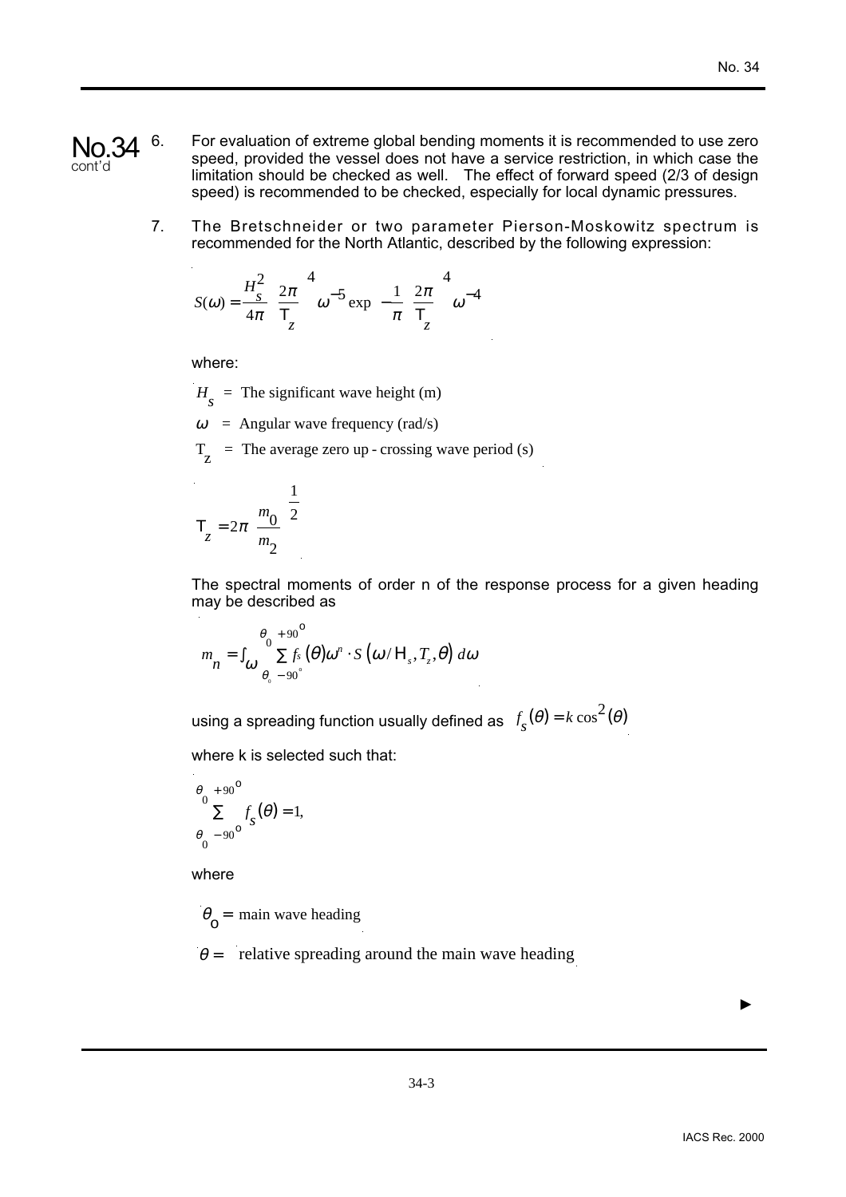No.34 cont'd

6. For evaluation of extreme global bending moments it is recommended to use zero speed, provided the vessel does not have a service restriction, in which case the limitation should be checked as well. The effect of forward speed (2/3 of design speed) is recommended to be checked, especially for local dynamic pressures.

7. The Bretschneider or two parameter Pierson-Moskowitz spectrum is recommended for the North Atlantic, described by the following expression:

$$S(\omega) = \frac{H_s^2}{4\pi}\left(\frac{2\pi}{T_z}\right)^4 \omega^{-5} \exp\left(-\frac{1}{\pi}\left(\frac{2\pi}{T_z}\right)^4 \omega^{-4}\right)$$

where:

$H_s$ = The significant wave height (m)

$\omega$ = Angular wave frequency (rad/s)

$T_z$ = The average zero up - crossing wave period (s)

$$T_z = 2\pi\left(\frac{m_0}{m_2}\right)^{\frac{1}{2}}$$

The spectral moments of order n of the response process for a given heading may be described as

$$m_n = \int_{\omega} \sum_{\theta_0 - 90^\circ}^{\theta_0 + 90^\circ} f_s(\theta)\omega^n \cdot S\left(\omega / H_s, T_z, \theta\right) d\omega$$

using a spreading function usually defined as $f_s(\theta) = k\cos^2(\theta)$

where k is selected such that:

$$\sum_{\theta_0 - 90^\circ}^{\theta_0 + 90^\circ} f_s(\theta) = 1,$$

where

$\theta_o$ = main wave heading

$\theta$ = relative spreading around the main wave heading

►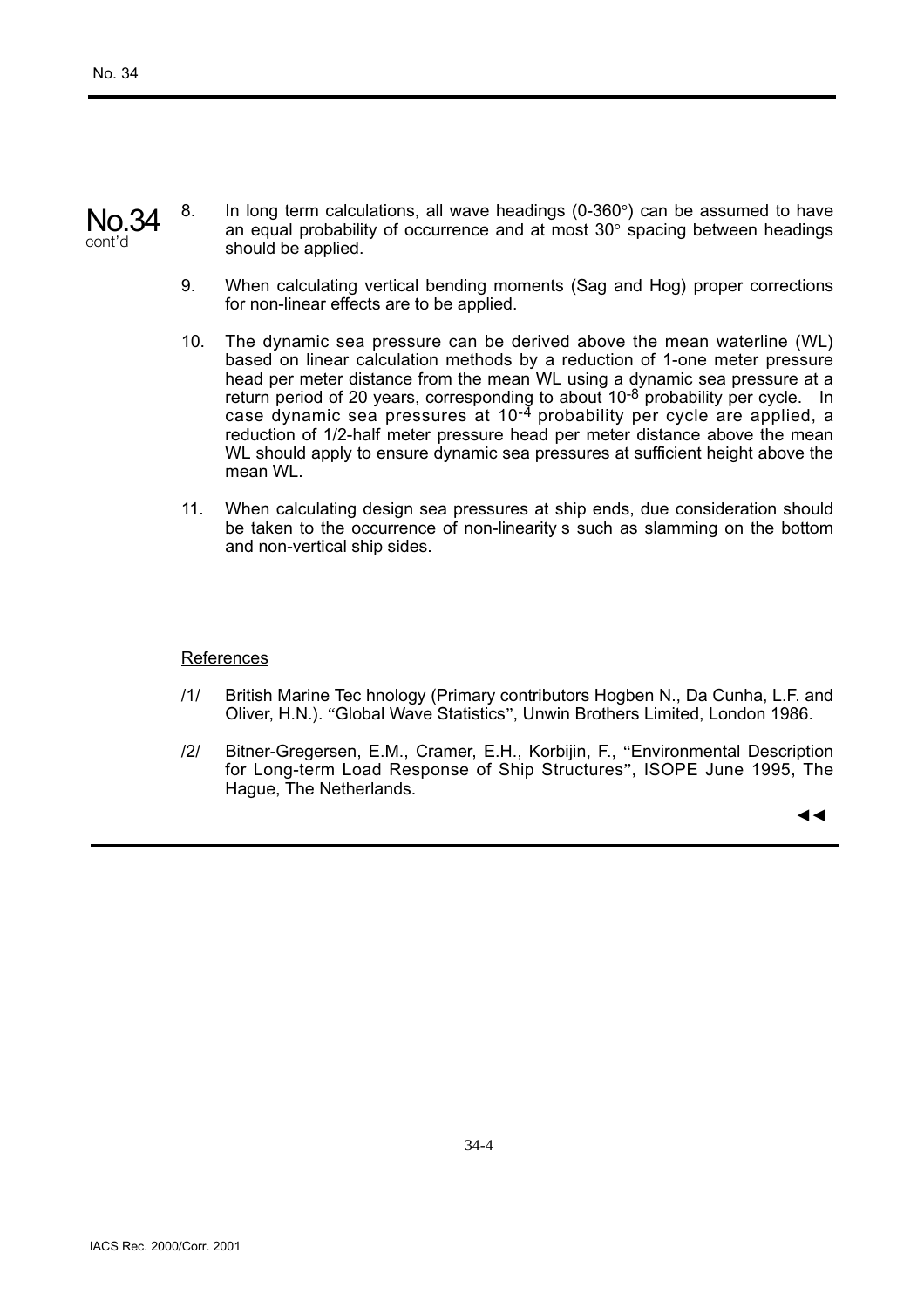No.34 cont'd

8. In long term calculations, all wave headings (0-360°) can be assumed to have an equal probability of occurrence and at most 30° spacing between headings should be applied.

9. When calculating vertical bending moments (Sag and Hog) proper corrections for non-linear effects are to be applied.

10. The dynamic sea pressure can be derived above the mean waterline (WL) based on linear calculation methods by a reduction of 1-one meter pressure head per meter distance from the mean WL using a dynamic sea pressure at a return period of 20 years, corresponding to about $10^{-8}$ probability per cycle. In case dynamic sea pressures at $10^{-4}$ probability per cycle are applied, a reduction of 1/2-half meter pressure head per meter distance above the mean WL should apply to ensure dynamic sea pressures at sufficient height above the mean WL.

11. When calculating design sea pressures at ship ends, due consideration should be taken to the occurrence of non-linearity s such as slamming on the bottom and non-vertical ship sides.

References

/1/ British Marine Tec hnology (Primary contributors Hogben N., Da Cunha, L.F. and Oliver, H.N.). "Global Wave Statistics", Unwin Brothers Limited, London 1986.

/2/ Bitner-Gregersen, E.M., Cramer, E.H., Korbijin, F., "Environmental Description for Long-term Load Response of Ship Structures", ISOPE June 1995, The Hague, The Netherlands.

◄◄